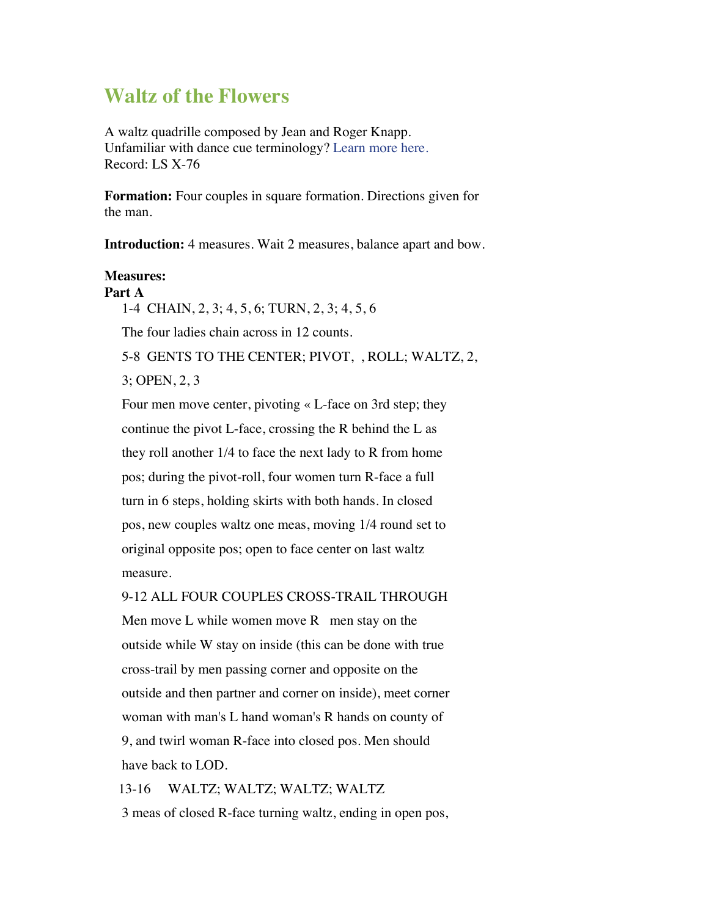# Waltz of the Flowers

A waltz quadrille composed by Jean and Roger Knapp.
Unfamiliar with dance cue terminology? Learn more here.
Record: LS X-76

**Formation:** Four couples in square formation. Directions given for the man.

**Introduction:** 4 measures. Wait 2 measures, balance apart and bow.

**Measures:**
**Part A**

1-4 CHAIN, 2, 3; 4, 5, 6; TURN, 2, 3; 4, 5, 6

The four ladies chain across in 12 counts.

5-8 GENTS TO THE CENTER; PIVOT, , ROLL; WALTZ, 2, 3; OPEN, 2, 3

Four men move center, pivoting « L-face on 3rd step; they continue the pivot L-face, crossing the R behind the L as they roll another 1/4 to face the next lady to R from home pos; during the pivot-roll, four women turn R-face a full turn in 6 steps, holding skirts with both hands. In closed pos, new couples waltz one meas, moving 1/4 round set to original opposite pos; open to face center on last waltz measure.

9-12 ALL FOUR COUPLES CROSS-TRAIL THROUGH

Men move L while women move R men stay on the outside while W stay on inside (this can be done with true cross-trail by men passing corner and opposite on the outside and then partner and corner on inside), meet corner woman with man's L hand woman's R hands on county of 9, and twirl woman R-face into closed pos. Men should have back to LOD.

13-16 WALTZ; WALTZ; WALTZ; WALTZ

3 meas of closed R-face turning waltz, ending in open pos,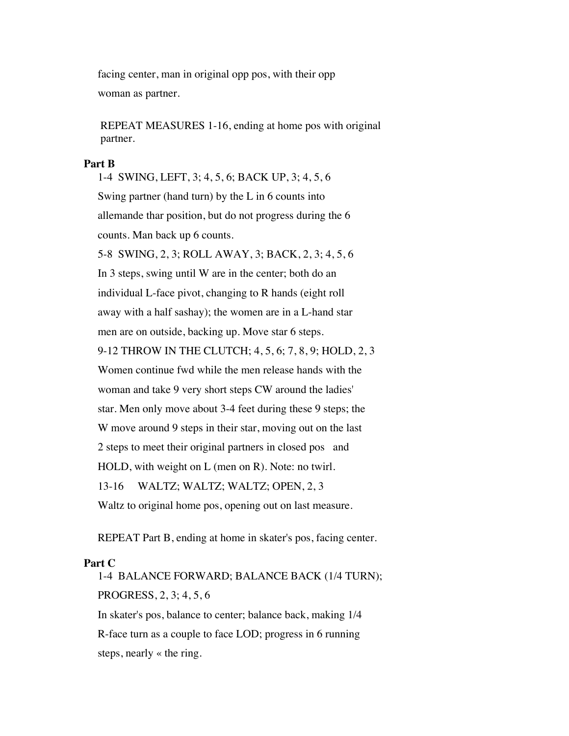facing center, man in original opp pos, with their opp woman as partner.

REPEAT MEASURES 1-16, ending at home pos with original partner.

**Part B**

1-4 SWING, LEFT, 3; 4, 5, 6; BACK UP, 3; 4, 5, 6

Swing partner (hand turn) by the L in 6 counts into allemande thar position, but do not progress during the 6 counts. Man back up 6 counts.

5-8 SWING, 2, 3; ROLL AWAY, 3; BACK, 2, 3; 4, 5, 6

In 3 steps, swing until W are in the center; both do an individual L-face pivot, changing to R hands (eight roll away with a half sashay); the women are in a L-hand star men are on outside, backing up. Move star 6 steps.

9-12 THROW IN THE CLUTCH; 4, 5, 6; 7, 8, 9; HOLD, 2, 3

Women continue fwd while the men release hands with the woman and take 9 very short steps CW around the ladies' star. Men only move about 3-4 feet during these 9 steps; the W move around 9 steps in their star, moving out on the last 2 steps to meet their original partners in closed pos and HOLD, with weight on L (men on R). Note: no twirl.

13-16 WALTZ; WALTZ; WALTZ; OPEN, 2, 3

Waltz to original home pos, opening out on last measure.

REPEAT Part B, ending at home in skater's pos, facing center.

**Part C**

1-4 BALANCE FORWARD; BALANCE BACK (1/4 TURN); PROGRESS, 2, 3; 4, 5, 6

In skater's pos, balance to center; balance back, making 1/4 R-face turn as a couple to face LOD; progress in 6 running steps, nearly « the ring.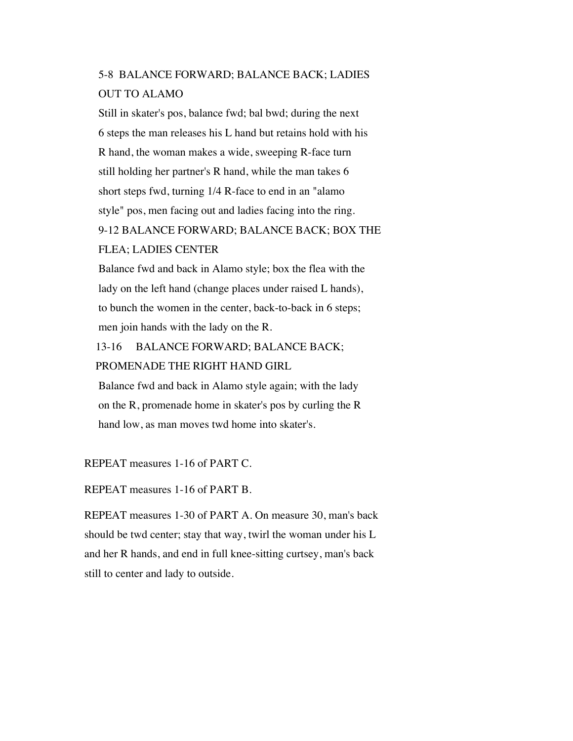5-8 BALANCE FORWARD; BALANCE BACK; LADIES OUT TO ALAMO

Still in skater's pos, balance fwd; bal bwd; during the next 6 steps the man releases his L hand but retains hold with his R hand, the woman makes a wide, sweeping R-face turn still holding her partner's R hand, while the man takes 6 short steps fwd, turning 1/4 R-face to end in an "alamo style" pos, men facing out and ladies facing into the ring.

9-12 BALANCE FORWARD; BALANCE BACK; BOX THE FLEA; LADIES CENTER

Balance fwd and back in Alamo style; box the flea with the lady on the left hand (change places under raised L hands), to bunch the women in the center, back-to-back in 6 steps; men join hands with the lady on the R.

13-16 BALANCE FORWARD; BALANCE BACK; PROMENADE THE RIGHT HAND GIRL

Balance fwd and back in Alamo style again; with the lady on the R, promenade home in skater's pos by curling the R hand low, as man moves twd home into skater's.

REPEAT measures 1-16 of PART C.

REPEAT measures 1-16 of PART B.

REPEAT measures 1-30 of PART A. On measure 30, man's back should be twd center; stay that way, twirl the woman under his L and her R hands, and end in full knee-sitting curtsey, man's back still to center and lady to outside.